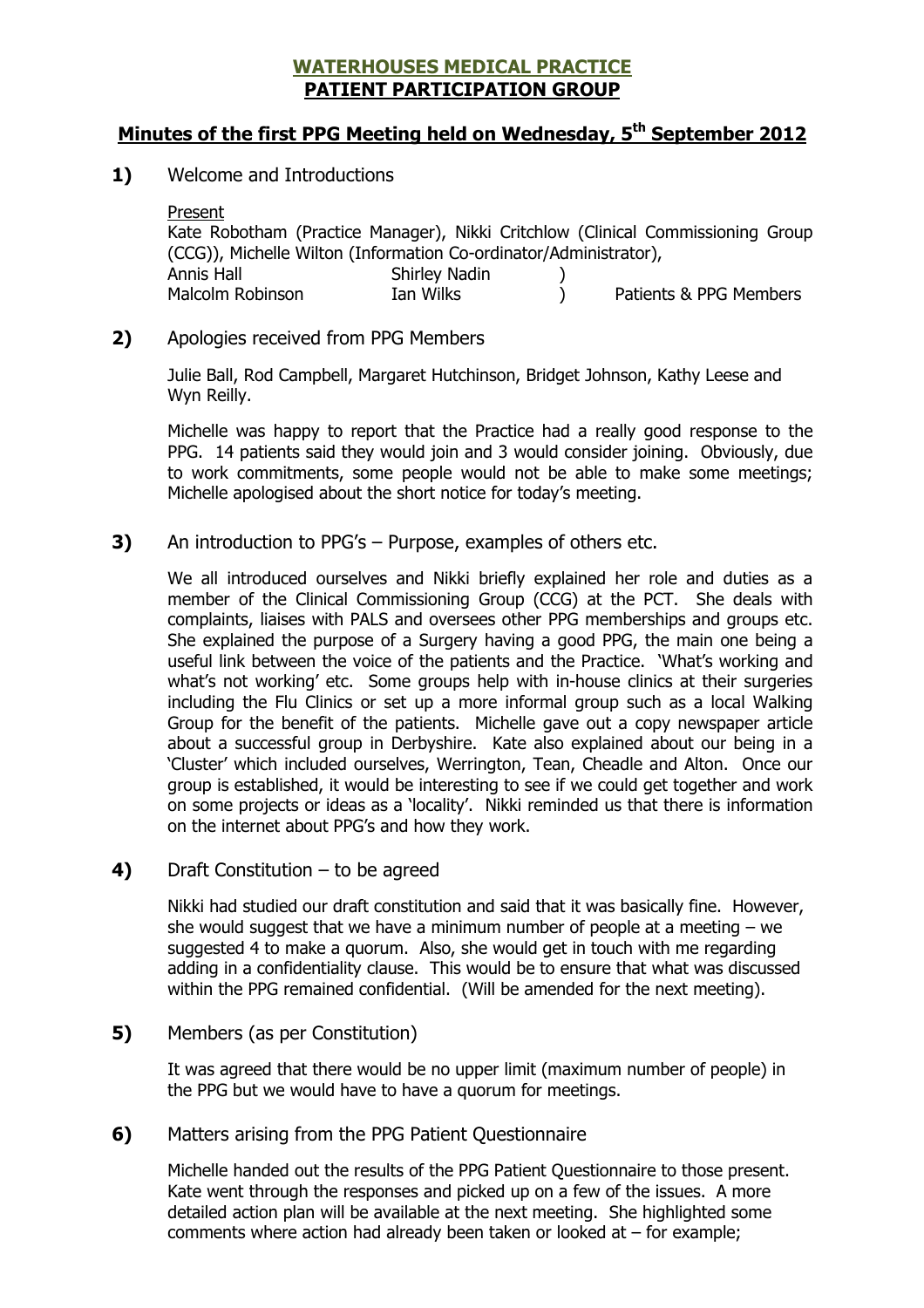# WATERHOUSES MEDICAL PRACTICE
# PATIENT PARTICIPATION GROUP

## Minutes of the first PPG Meeting held on Wednesday, 5th September 2012

**1)** Welcome and Introductions

Present

Kate Robotham (Practice Manager), Nikki Critchlow (Clinical Commissioning Group (CCG)), Michelle Wilton (Information Co-ordinator/Administrator),

| | | |
|---|---|---|
| Annis Hall | Shirley Nadin | ) |
| Malcolm Robinson | Ian Wilks | ) Patients & PPG Members |

**2)** Apologies received from PPG Members

Julie Ball, Rod Campbell, Margaret Hutchinson, Bridget Johnson, Kathy Leese and Wyn Reilly.

Michelle was happy to report that the Practice had a really good response to the PPG. 14 patients said they would join and 3 would consider joining. Obviously, due to work commitments, some people would not be able to make some meetings; Michelle apologised about the short notice for today's meeting.

**3)** An introduction to PPG's – Purpose, examples of others etc.

We all introduced ourselves and Nikki briefly explained her role and duties as a member of the Clinical Commissioning Group (CCG) at the PCT. She deals with complaints, liaises with PALS and oversees other PPG memberships and groups etc. She explained the purpose of a Surgery having a good PPG, the main one being a useful link between the voice of the patients and the Practice. 'What's working and what's not working' etc. Some groups help with in-house clinics at their surgeries including the Flu Clinics or set up a more informal group such as a local Walking Group for the benefit of the patients. Michelle gave out a copy newspaper article about a successful group in Derbyshire. Kate also explained about our being in a 'Cluster' which included ourselves, Werrington, Tean, Cheadle and Alton. Once our group is established, it would be interesting to see if we could get together and work on some projects or ideas as a 'locality'. Nikki reminded us that there is information on the internet about PPG's and how they work.

**4)** Draft Constitution – to be agreed

Nikki had studied our draft constitution and said that it was basically fine. However, she would suggest that we have a minimum number of people at a meeting – we suggested 4 to make a quorum. Also, she would get in touch with me regarding adding in a confidentiality clause. This would be to ensure that what was discussed within the PPG remained confidential. (Will be amended for the next meeting).

**5)** Members (as per Constitution)

It was agreed that there would be no upper limit (maximum number of people) in the PPG but we would have to have a quorum for meetings.

**6)** Matters arising from the PPG Patient Questionnaire

Michelle handed out the results of the PPG Patient Questionnaire to those present. Kate went through the responses and picked up on a few of the issues. A more detailed action plan will be available at the next meeting. She highlighted some comments where action had already been taken or looked at – for example;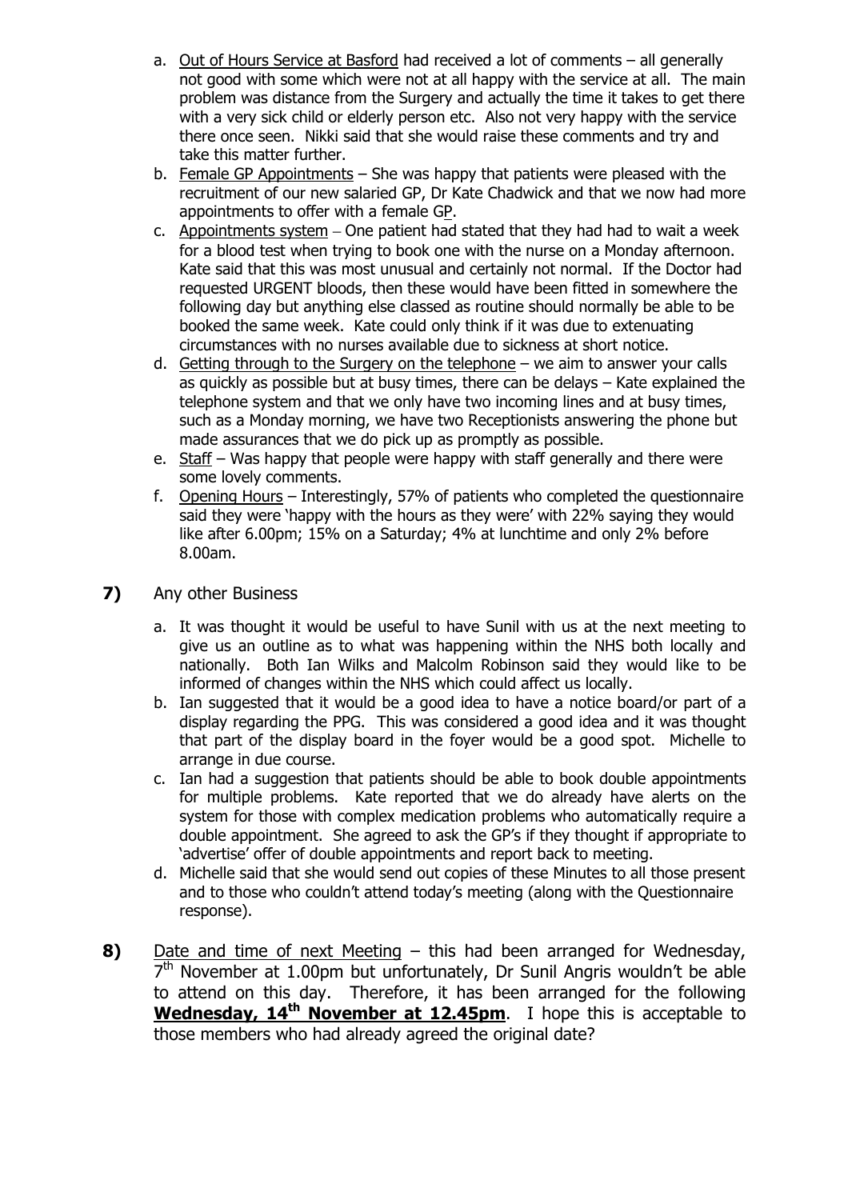a. Out of Hours Service at Basford had received a lot of comments – all generally not good with some which were not at all happy with the service at all. The main problem was distance from the Surgery and actually the time it takes to get there with a very sick child or elderly person etc. Also not very happy with the service there once seen. Nikki said that she would raise these comments and try and take this matter further.
b. Female GP Appointments – She was happy that patients were pleased with the recruitment of our new salaried GP, Dr Kate Chadwick and that we now had more appointments to offer with a female GP.
c. Appointments system – One patient had stated that they had had to wait a week for a blood test when trying to book one with the nurse on a Monday afternoon. Kate said that this was most unusual and certainly not normal. If the Doctor had requested URGENT bloods, then these would have been fitted in somewhere the following day but anything else classed as routine should normally be able to be booked the same week. Kate could only think if it was due to extenuating circumstances with no nurses available due to sickness at short notice.
d. Getting through to the Surgery on the telephone – we aim to answer your calls as quickly as possible but at busy times, there can be delays – Kate explained the telephone system and that we only have two incoming lines and at busy times, such as a Monday morning, we have two Receptionists answering the phone but made assurances that we do pick up as promptly as possible.
e. Staff – Was happy that people were happy with staff generally and there were some lovely comments.
f. Opening Hours – Interestingly, 57% of patients who completed the questionnaire said they were 'happy with the hours as they were' with 22% saying they would like after 6.00pm; 15% on a Saturday; 4% at lunchtime and only 2% before 8.00am.

**7)** Any other Business

a. It was thought it would be useful to have Sunil with us at the next meeting to give us an outline as to what was happening within the NHS both locally and nationally. Both Ian Wilks and Malcolm Robinson said they would like to be informed of changes within the NHS which could affect us locally.
b. Ian suggested that it would be a good idea to have a notice board/or part of a display regarding the PPG. This was considered a good idea and it was thought that part of the display board in the foyer would be a good spot. Michelle to arrange in due course.
c. Ian had a suggestion that patients should be able to book double appointments for multiple problems. Kate reported that we do already have alerts on the system for those with complex medication problems who automatically require a double appointment. She agreed to ask the GP's if they thought if appropriate to 'advertise' offer of double appointments and report back to meeting.
d. Michelle said that she would send out copies of these Minutes to all those present and to those who couldn't attend today's meeting (along with the Questionnaire response).

**8)** Date and time of next Meeting – this had been arranged for Wednesday, 7th November at 1.00pm but unfortunately, Dr Sunil Angris wouldn't be able to attend on this day. Therefore, it has been arranged for the following **Wednesday, 14th November at 12.45pm**. I hope this is acceptable to those members who had already agreed the original date?